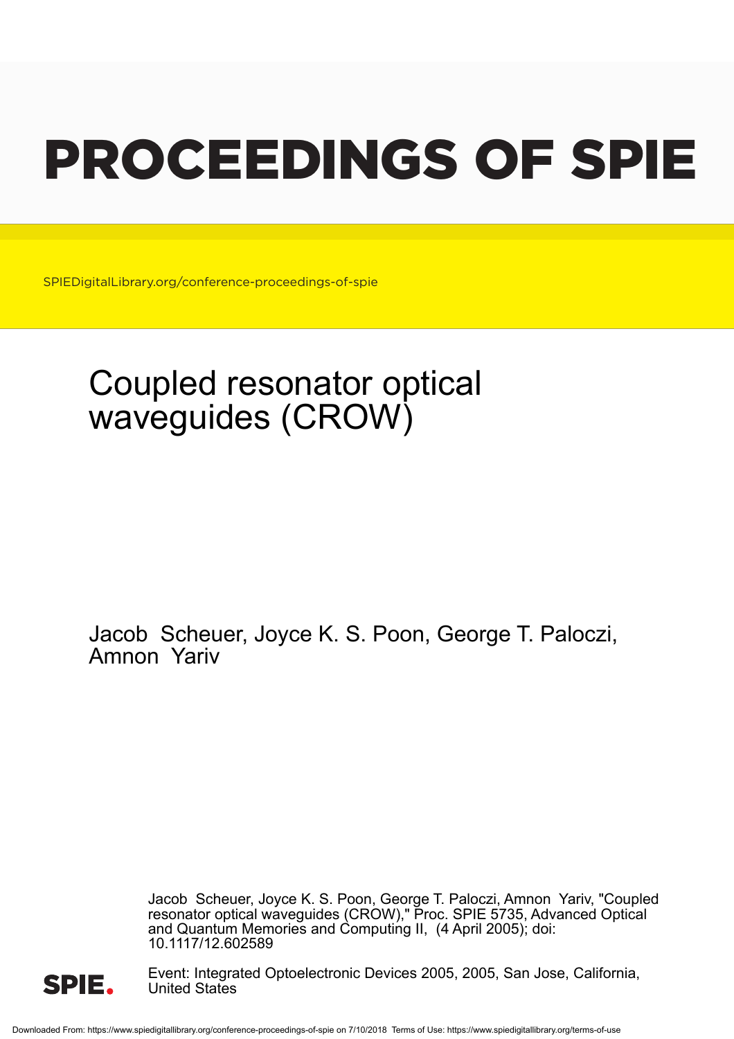# PROCEEDINGS OF SPIE

SPIEDigitalLibrary.org/conference-proceedings-of-spie

## Coupled resonator optical waveguides (CROW)

Jacob Scheuer, Joyce K. S. Poon, George T. Paloczi, Amnon Yariv

Jacob Scheuer, Joyce K. S. Poon, George T. Paloczi, Amnon Yariv, "Coupled resonator optical waveguides (CROW)," Proc. SPIE 5735, Advanced Optical and Quantum Memories and Computing II, (4 April 2005); doi: 10.1117/12.602589

Event: Integrated Optoelectronic Devices 2005, 2005, San Jose, California, United States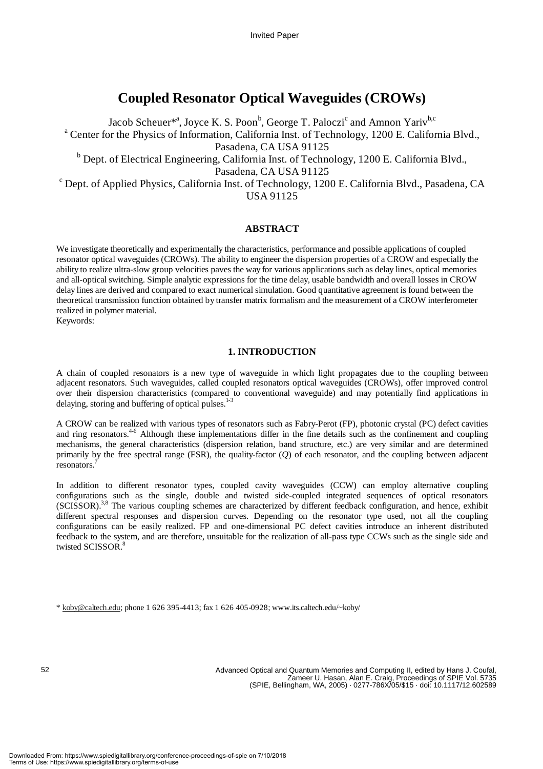Invited Paper

# Coupled Resonator Optical Waveguides (CROWs)

Jacob Scheuer*[a], Joyce K. S. Poon[b], George T. Paloczi[c] and Amnon Yariv[b,c]

[a] Center for the Physics of Information, California Inst. of Technology, 1200 E. California Blvd., Pasadena, CA USA 91125

[b] Dept. of Electrical Engineering, California Inst. of Technology, 1200 E. California Blvd., Pasadena, CA USA 91125

[c] Dept. of Applied Physics, California Inst. of Technology, 1200 E. California Blvd., Pasadena, CA USA 91125

## ABSTRACT

We investigate theoretically and experimentally the characteristics, performance and possible applications of coupled resonator optical waveguides (CROWs). The ability to engineer the dispersion properties of a CROW and especially the ability to realize ultra-slow group velocities paves the way for various applications such as delay lines, optical memories and all-optical switching. Simple analytic expressions for the time delay, usable bandwidth and overall losses in CROW delay lines are derived and compared to exact numerical simulation. Good quantitative agreement is found between the theoretical transmission function obtained by transfer matrix formalism and the measurement of a CROW interferometer realized in polymer material.

Keywords:

## 1. INTRODUCTION

A chain of coupled resonators is a new type of waveguide in which light propagates due to the coupling between adjacent resonators. Such waveguides, called coupled resonators optical waveguides (CROWs), offer improved control over their dispersion characteristics (compared to conventional waveguide) and may potentially find applications in delaying, storing and buffering of optical pulses.[1-3]

A CROW can be realized with various types of resonators such as Fabry-Perot (FP), photonic crystal (PC) defect cavities and ring resonators.[4-6] Although these implementations differ in the fine details such as the confinement and coupling mechanisms, the general characteristics (dispersion relation, band structure, etc.) are very similar and are determined primarily by the free spectral range (FSR), the quality-factor ($Q$) of each resonator, and the coupling between adjacent resonators.[7]

In addition to different resonator types, coupled cavity waveguides (CCW) can employ alternative coupling configurations such as the single, double and twisted side-coupled integrated sequences of optical resonators (SCISSOR).[3,8] The various coupling schemes are characterized by different feedback configuration, and hence, exhibit different spectral responses and dispersion curves. Depending on the resonator type used, not all the coupling configurations can be easily realized. FP and one-dimensional PC defect cavities introduce an inherent distributed feedback to the system, and are therefore, unsuitable for the realization of all-pass type CCWs such as the single side and twisted SCISSOR.[8]

\* koby@caltech.edu; phone 1 626 395-4413; fax 1 626 405-0928; www.its.caltech.edu/~koby/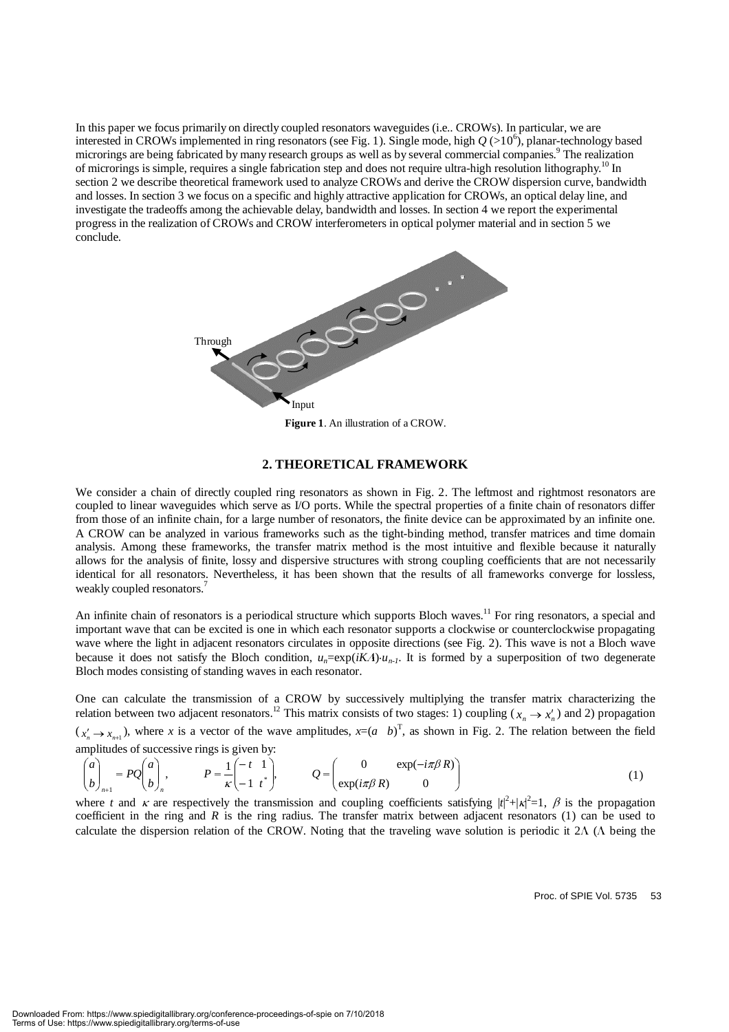In this paper we focus primarily on directly coupled resonators waveguides (i.e.. CROWs). In particular, we are interested in CROWs implemented in ring resonators (see Fig. 1). Single mode, high $Q$ ($>10^6$), planar-technology based microrings are being fabricated by many research groups as well as by several commercial companies.[9] The realization of microrings is simple, requires a single fabrication step and does not require ultra-high resolution lithography.[10] In section 2 we describe theoretical framework used to analyze CROWs and derive the CROW dispersion curve, bandwidth and losses. In section 3 we focus on a specific and highly attractive application for CROWs, an optical delay line, and investigate the tradeoffs among the achievable delay, bandwidth and losses. In section 4 we report the experimental progress in the realization of CROWs and CROW interferometers in optical polymer material and in section 5 we conclude.

Through

Input

**Figure 1**. An illustration of a CROW.

## 2. THEORETICAL FRAMEWORK

We consider a chain of directly coupled ring resonators as shown in Fig. 2. The leftmost and rightmost resonators are coupled to linear waveguides which serve as I/O ports. While the spectral properties of a finite chain of resonators differ from those of an infinite chain, for a large number of resonators, the finite device can be approximated by an infinite one. A CROW can be analyzed in various frameworks such as the tight-binding method, transfer matrices and time domain analysis. Among these frameworks, the transfer matrix method is the most intuitive and flexible because it naturally allows for the analysis of finite, lossy and dispersive structures with strong coupling coefficients that are not necessarily identical for all resonators. Nevertheless, it has been shown that the results of all frameworks converge for lossless, weakly coupled resonators.[7]

An infinite chain of resonators is a periodical structure which supports Bloch waves.[11] For ring resonators, a special and important wave that can be excited is one in which each resonator supports a clockwise or counterclockwise propagating wave where the light in adjacent resonators circulates in opposite directions (see Fig. 2). This wave is not a Bloch wave because it does not satisfy the Bloch condition, $u_n=\exp(iK\Lambda)\cdot u_{n-1}$. It is formed by a superposition of two degenerate Bloch modes consisting of standing waves in each resonator.

One can calculate the transmission of a CROW by successively multiplying the transfer matrix characterizing the relation between two adjacent resonators.[12] This matrix consists of two stages: 1) coupling ($x_n \rightarrow x'_n$) and 2) propagation ($x'_n \rightarrow x_{n+1}$), where $x$ is a vector of the wave amplitudes, $x=(a \quad b)^T$, as shown in Fig. 2. The relation between the field amplitudes of successive rings is given by:

$$\begin{pmatrix} a \\ b \end{pmatrix}_{n+1} = PQ\begin{pmatrix} a \\ b \end{pmatrix}_n, \qquad P=\frac{1}{\kappa}\begin{pmatrix} -t & 1 \\ -1 & t^* \end{pmatrix}, \qquad Q=\begin{pmatrix} 0 & \exp(-i\pi\beta R) \\ \exp(i\pi\beta R) & 0 \end{pmatrix} \tag{1}$$

where $t$ and $\kappa$ are respectively the transmission and coupling coefficients satisfying $|t|^2+|\kappa|^2=1$, $\beta$ is the propagation coefficient in the ring and $R$ is the ring radius. The transfer matrix between adjacent resonators (1) can be used to calculate the dispersion relation of the CROW. Noting that the traveling wave solution is periodic it $2\Lambda$ ($\Lambda$ being the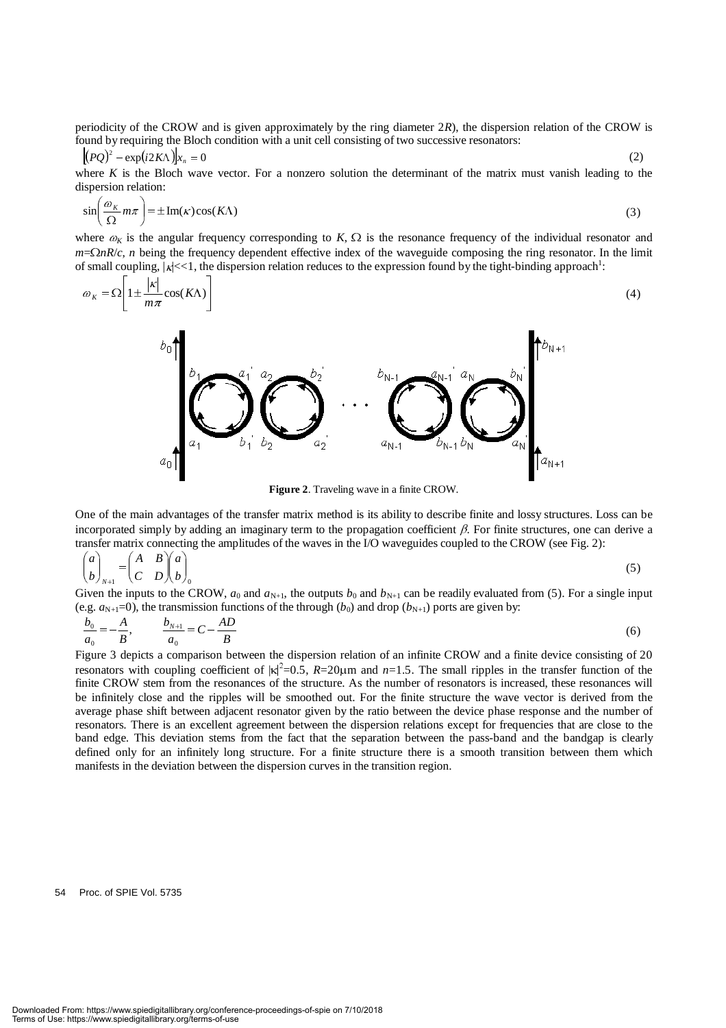periodicity of the CROW and is given approximately by the ring diameter $2R$), the dispersion relation of the CROW is found by requiring the Bloch condition with a unit cell consisting of two successive resonators:

$$\left|(PQ)^2 - \exp(i2K\Lambda)\right| x_n = 0 \tag{2}$$

where $K$ is the Bloch wave vector. For a nonzero solution the determinant of the matrix must vanish leading to the dispersion relation:

$$\sin\left(\frac{\omega_K}{\Omega} m\pi\right) = \pm \operatorname{Im}(\kappa)\cos(K\Lambda) \tag{3}$$

where $\omega_K$ is the angular frequency corresponding to $K$, $\Omega$ is the resonance frequency of the individual resonator and $m=\Omega nR/c$, $n$ being the frequency dependent effective index of the waveguide composing the ring resonator. In the limit of small coupling, $|\kappa|<<1$, the dispersion relation reduces to the expression found by the tight-binding approach[1]:

$$\omega_K = \Omega\left[1 \pm \frac{|\kappa|}{m\pi}\cos(K\Lambda)\right] \tag{4}$$

**Figure 2**. Traveling wave in a finite CROW.

One of the main advantages of the transfer matrix method is its ability to describe finite and lossy structures. Loss can be incorporated simply by adding an imaginary term to the propagation coefficient $\beta$. For finite structures, one can derive a transfer matrix connecting the amplitudes of the waves in the I/O waveguides coupled to the CROW (see Fig. 2):

$$\begin{pmatrix} a \\ b \end{pmatrix}_{N+1} = \begin{pmatrix} A & B \\ C & D \end{pmatrix} \begin{pmatrix} a \\ b \end{pmatrix}_0 \tag{5}$$

Given the inputs to the CROW, $a_0$ and $a_{N+1}$, the outputs $b_0$ and $b_{N+1}$ can be readily evaluated from (5). For a single input (e.g. $a_{N+1}=0$), the transmission functions of the through ($b_0$) and drop ($b_{N+1}$) ports are given by:

$$\frac{b_0}{a_0} = -\frac{A}{B}, \qquad \frac{b_{N+1}}{a_0} = C - \frac{AD}{B} \tag{6}$$

Figure 3 depicts a comparison between the dispersion relation of an infinite CROW and a finite device consisting of 20 resonators with coupling coefficient of $|\kappa|^2=0.5$, $R=20\mu$m and $n=1.5$. The small ripples in the transfer function of the finite CROW stem from the resonances of the structure. As the number of resonators is increased, these resonances will be infinitely close and the ripples will be smoothed out. For the finite structure the wave vector is derived from the average phase shift between adjacent resonator given by the ratio between the device phase response and the number of resonators. There is an excellent agreement between the dispersion relations except for frequencies that are close to the band edge. This deviation stems from the fact that the separation between the pass-band and the bandgap is clearly defined only for an infinitely long structure. For a finite structure there is a smooth transition between them which manifests in the deviation between the dispersion curves in the transition region.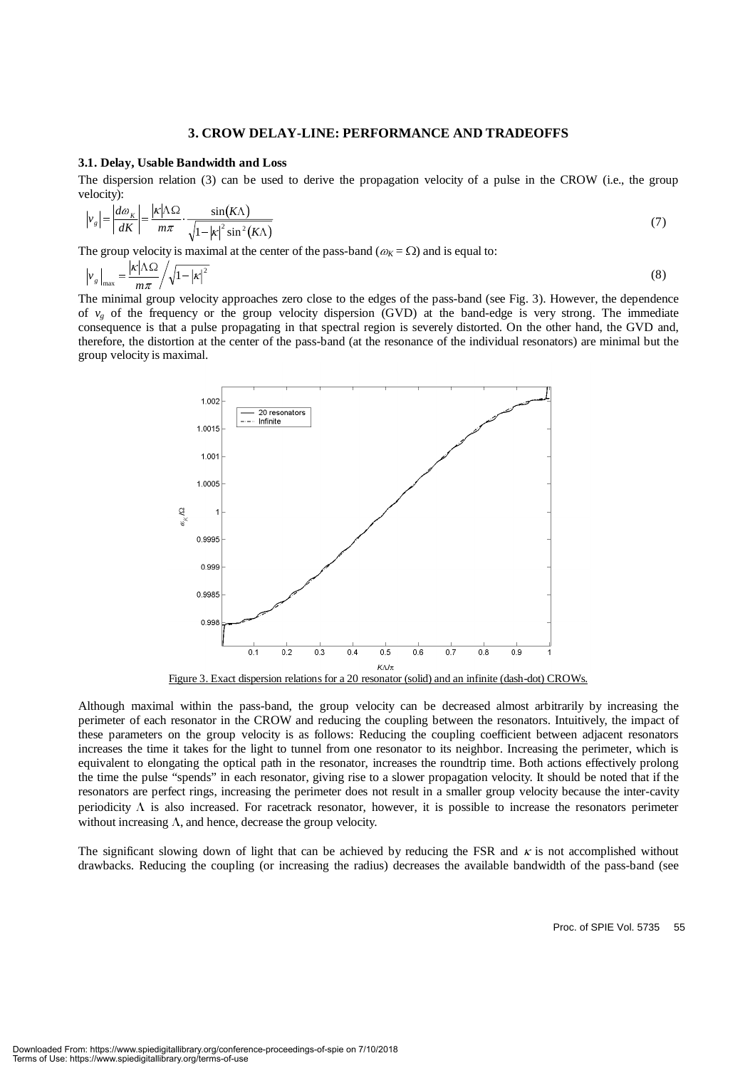## 3. CROW DELAY-LINE: PERFORMANCE AND TRADEOFFS

### 3.1. Delay, Usable Bandwidth and Loss

The dispersion relation (3) can be used to derive the propagation velocity of a pulse in the CROW (i.e., the group velocity):

$$\left|v_g\right| = \left|\frac{d\omega_K}{dK}\right| = \frac{|\kappa|\Lambda\Omega}{m\pi}\cdot\frac{\sin(K\Lambda)}{\sqrt{1-|\kappa|^2\sin^2(K\Lambda)}} \tag{7}$$

The group velocity is maximal at the center of the pass-band ($\omega_K = \Omega$) and is equal to:

$$\left|v_g\right|_{\max} = \frac{|\kappa|\Lambda\Omega}{m\pi}\Big/\sqrt{1-|\kappa|^2} \tag{8}$$

The minimal group velocity approaches zero close to the edges of the pass-band (see Fig. 3). However, the dependence of $v_g$ of the frequency or the group velocity dispersion (GVD) at the band-edge is very strong. The immediate consequence is that a pulse propagating in that spectral region is severely distorted. On the other hand, the GVD and, therefore, the distortion at the center of the pass-band (at the resonance of the individual resonators) are minimal but the group velocity is maximal.

Figure 3. Exact dispersion relations for a 20 resonator (solid) and an infinite (dash-dot) CROWs.

Although maximal within the pass-band, the group velocity can be decreased almost arbitrarily by increasing the perimeter of each resonator in the CROW and reducing the coupling between the resonators. Intuitively, the impact of these parameters on the group velocity is as follows: Reducing the coupling coefficient between adjacent resonators increases the time it takes for the light to tunnel from one resonator to its neighbor. Increasing the perimeter, which is equivalent to elongating the optical path in the resonator, increases the roundtrip time. Both actions effectively prolong the time the pulse "spends" in each resonator, giving rise to a slower propagation velocity. It should be noted that if the resonators are perfect rings, increasing the perimeter does not result in a smaller group velocity because the inter-cavity periodicity $\Lambda$ is also increased. For racetrack resonator, however, it is possible to increase the resonators perimeter without increasing $\Lambda$, and hence, decrease the group velocity.

The significant slowing down of light that can be achieved by reducing the FSR and $\kappa$ is not accomplished without drawbacks. Reducing the coupling (or increasing the radius) decreases the available bandwidth of the pass-band (see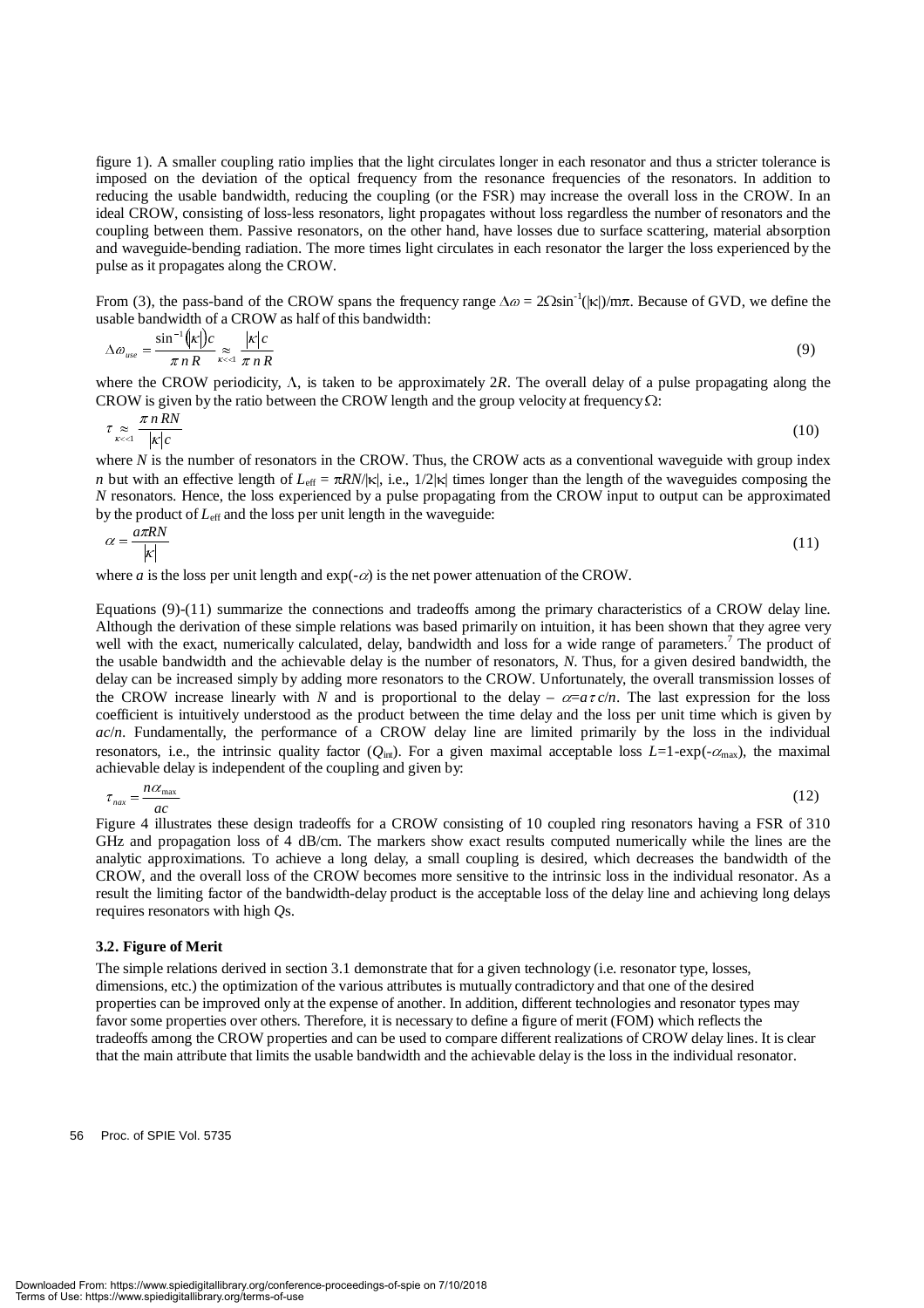figure 1). A smaller coupling ratio implies that the light circulates longer in each resonator and thus a stricter tolerance is imposed on the deviation of the optical frequency from the resonance frequencies of the resonators. In addition to reducing the usable bandwidth, reducing the coupling (or the FSR) may increase the overall loss in the CROW. In an ideal CROW, consisting of loss-less resonators, light propagates without loss regardless the number of resonators and the coupling between them. Passive resonators, on the other hand, have losses due to surface scattering, material absorption and waveguide-bending radiation. The more times light circulates in each resonator the larger the loss experienced by the pulse as it propagates along the CROW.

From (3), the pass-band of the CROW spans the frequency range $\Delta\omega = 2\Omega\sin^{-1}(|\kappa|)/m\pi$. Because of GVD, we define the usable bandwidth of a CROW as half of this bandwidth:

$$\Delta\omega_{use} = \frac{\sin^{-1}(|\kappa|)c}{\pi\, n\, R} \underset{\kappa<<1}{\approx} \frac{|\kappa|c}{\pi\, n\, R} \tag{9}$$

where the CROW periodicity, $\Lambda$, is taken to be approximately $2R$. The overall delay of a pulse propagating along the CROW is given by the ratio between the CROW length and the group velocity at frequency $\Omega$:

$$\tau \underset{\kappa<<1}{\approx} \frac{\pi\, n\, RN}{|\kappa|c} \tag{10}$$

where $N$ is the number of resonators in the CROW. Thus, the CROW acts as a conventional waveguide with group index $n$ but with an effective length of $L_{\mathrm{eff}} = \pi RN/|\kappa|$, i.e., $1/2|\kappa|$ times longer than the length of the waveguides composing the $N$ resonators. Hence, the loss experienced by a pulse propagating from the CROW input to output can be approximated by the product of $L_{\mathrm{eff}}$ and the loss per unit length in the waveguide:

$$\alpha = \frac{a\pi RN}{|\kappa|} \tag{11}$$

where $a$ is the loss per unit length and $\exp(-\alpha)$ is the net power attenuation of the CROW.

Equations (9)-(11) summarize the connections and tradeoffs among the primary characteristics of a CROW delay line. Although the derivation of these simple relations was based primarily on intuition, it has been shown that they agree very well with the exact, numerically calculated, delay, bandwidth and loss for a wide range of parameters.[7] The product of the usable bandwidth and the achievable delay is the number of resonators, $N$. Thus, for a given desired bandwidth, the delay can be increased simply by adding more resonators to the CROW. Unfortunately, the overall transmission losses of the CROW increase linearly with $N$ and is proportional to the delay – $\alpha = a\tau c/n$. The last expression for the loss coefficient is intuitively understood as the product between the time delay and the loss per unit time which is given by $ac/n$. Fundamentally, the performance of a CROW delay line are limited primarily by the loss in the individual resonators, i.e., the intrinsic quality factor ($Q_{\mathrm{int}}$). For a given maximal acceptable loss $L=1-\exp(-\alpha_{\max})$, the maximal achievable delay is independent of the coupling and given by:

$$\tau_{nax} = \frac{n\alpha_{\max}}{ac} \tag{12}$$

Figure 4 illustrates these design tradeoffs for a CROW consisting of 10 coupled ring resonators having a FSR of 310 GHz and propagation loss of 4 dB/cm. The markers show exact results computed numerically while the lines are the analytic approximations. To achieve a long delay, a small coupling is desired, which decreases the bandwidth of the CROW, and the overall loss of the CROW becomes more sensitive to the intrinsic loss in the individual resonator. As a result the limiting factor of the bandwidth-delay product is the acceptable loss of the delay line and achieving long delays requires resonators with high $Q$s.

### 3.2. Figure of Merit

The simple relations derived in section 3.1 demonstrate that for a given technology (i.e. resonator type, losses, dimensions, etc.) the optimization of the various attributes is mutually contradictory and that one of the desired properties can be improved only at the expense of another. In addition, different technologies and resonator types may favor some properties over others. Therefore, it is necessary to define a figure of merit (FOM) which reflects the tradeoffs among the CROW properties and can be used to compare different realizations of CROW delay lines. It is clear that the main attribute that limits the usable bandwidth and the achievable delay is the loss in the individual resonator.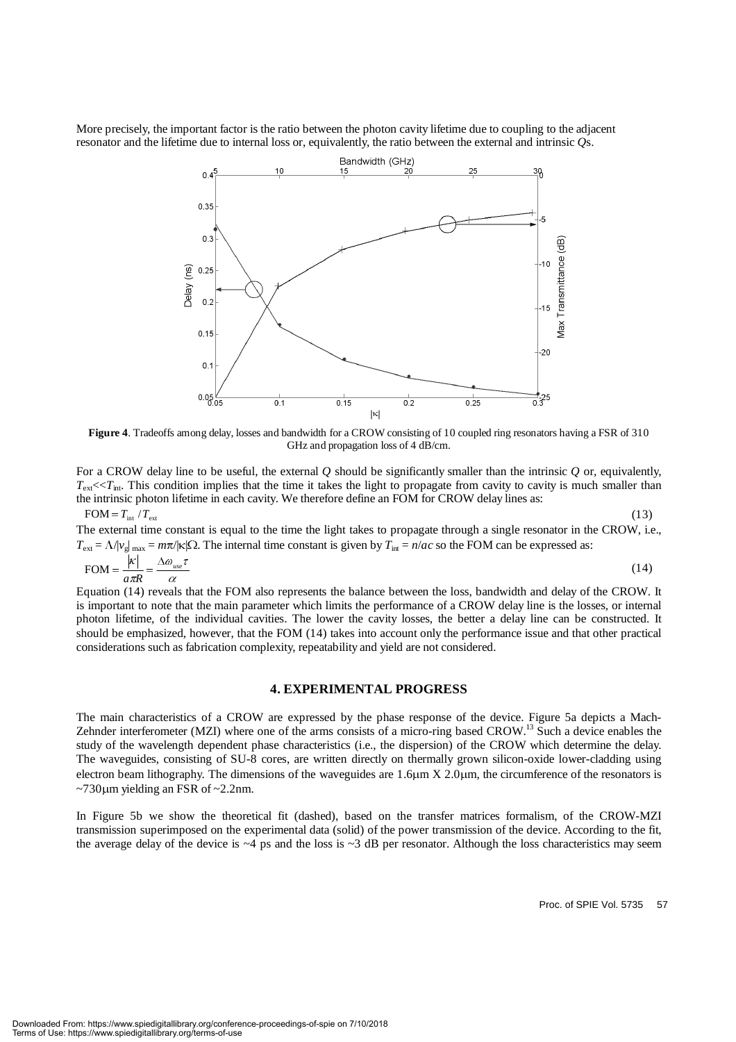More precisely, the important factor is the ratio between the photon cavity lifetime due to coupling to the adjacent resonator and the lifetime due to internal loss or, equivalently, the ratio between the external and intrinsic *Q*s.

**Figure 4**. Tradeoffs among delay, losses and bandwidth for a CROW consisting of 10 coupled ring resonators having a FSR of 310 GHz and propagation loss of 4 dB/cm.

For a CROW delay line to be useful, the external *Q* should be significantly smaller than the intrinsic *Q* or, equivalently, $T_{ext} << T_{int}$. This condition implies that the time it takes the light to propagate from cavity to cavity is much smaller than the intrinsic photon lifetime in each cavity. We therefore define an FOM for CROW delay lines as:

$$\text{FOM} = T_{int} / T_{ext} \tag{13}$$

The external time constant is equal to the time the light takes to propagate through a single resonator in the CROW, i.e., $T_{ext} = \Lambda/|v_g|_{max} = m\pi/|\kappa|\Omega$. The internal time constant is given by $T_{int} = n/ac$ so the FOM can be expressed as:

$$\text{FOM} = \frac{|\kappa|}{a\pi R} = \frac{\Delta\omega_{use}\tau}{\alpha} \tag{14}$$

Equation (14) reveals that the FOM also represents the balance between the loss, bandwidth and delay of the CROW. It is important to note that the main parameter which limits the performance of a CROW delay line is the losses, or internal photon lifetime, of the individual cavities. The lower the cavity losses, the better a delay line can be constructed. It should be emphasized, however, that the FOM (14) takes into account only the performance issue and that other practical considerations such as fabrication complexity, repeatability and yield are not considered.

## 4. EXPERIMENTAL PROGRESS

The main characteristics of a CROW are expressed by the phase response of the device. Figure 5a depicts a Mach-Zehnder interferometer (MZI) where one of the arms consists of a micro-ring based CROW.[13] Such a device enables the study of the wavelength dependent phase characteristics (i.e., the dispersion) of the CROW which determine the delay. The waveguides, consisting of SU-8 cores, are written directly on thermally grown silicon-oxide lower-cladding using electron beam lithography. The dimensions of the waveguides are 1.6μm X 2.0μm, the circumference of the resonators is ~730μm yielding an FSR of ~2.2nm.

In Figure 5b we show the theoretical fit (dashed), based on the transfer matrices formalism, of the CROW-MZI transmission superimposed on the experimental data (solid) of the power transmission of the device. According to the fit, the average delay of the device is ~4 ps and the loss is ~3 dB per resonator. Although the loss characteristics may seem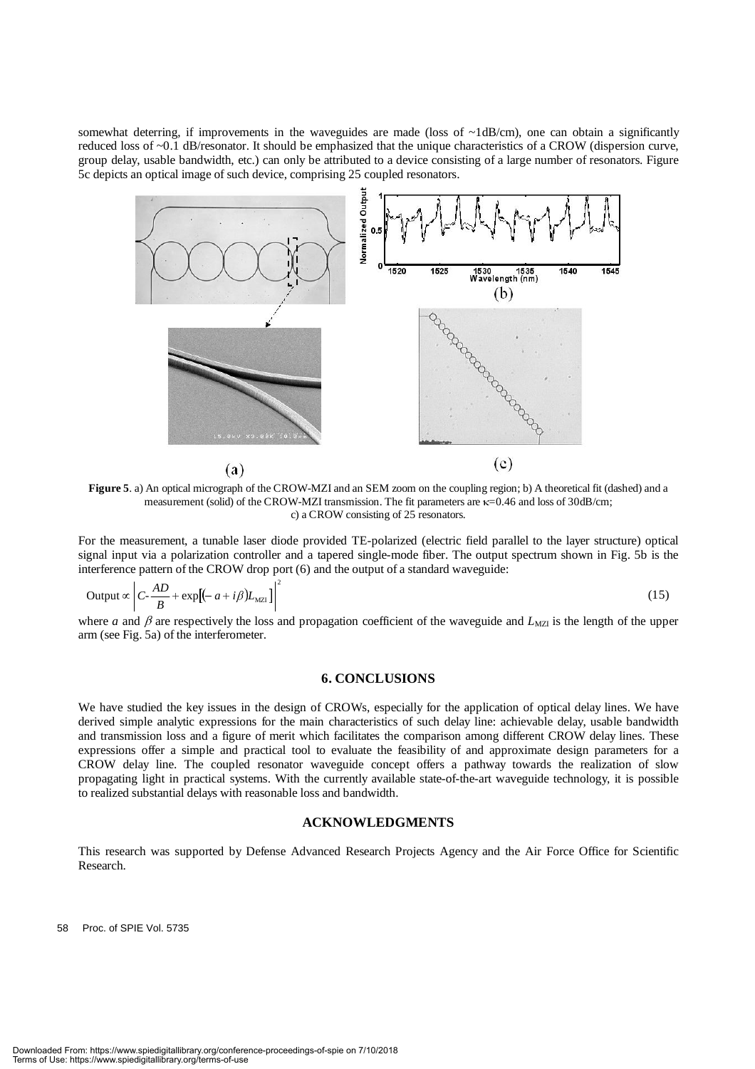somewhat deterring, if improvements in the waveguides are made (loss of ~1dB/cm), one can obtain a significantly reduced loss of ~0.1 dB/resonator. It should be emphasized that the unique characteristics of a CROW (dispersion curve, group delay, usable bandwidth, etc.) can only be attributed to a device consisting of a large number of resonators. Figure 5c depicts an optical image of such device, comprising 25 coupled resonators.

**Figure 5**. a) An optical micrograph of the CROW-MZI and an SEM zoom on the coupling region; b) A theoretical fit (dashed) and a measurement (solid) of the CROW-MZI transmission. The fit parameters are $\kappa$=0.46 and loss of 30dB/cm; c) a CROW consisting of 25 resonators.

For the measurement, a tunable laser diode provided TE-polarized (electric field parallel to the layer structure) optical signal input via a polarization controller and a tapered single-mode fiber. The output spectrum shown in Fig. 5b is the interference pattern of the CROW drop port (6) and the output of a standard waveguide:

$$\text{Output} \propto \left| C - \frac{AD}{B} + \exp\left[\left(-a + i\beta\right)L_{\text{MZI}}\right] \right|^2 \tag{15}$$

where $a$ and $\beta$ are respectively the loss and propagation coefficient of the waveguide and $L_{\text{MZI}}$ is the length of the upper arm (see Fig. 5a) of the interferometer.

## 6. CONCLUSIONS

We have studied the key issues in the design of CROWs, especially for the application of optical delay lines. We have derived simple analytic expressions for the main characteristics of such delay line: achievable delay, usable bandwidth and transmission loss and a figure of merit which facilitates the comparison among different CROW delay lines. These expressions offer a simple and practical tool to evaluate the feasibility of and approximate design parameters for a CROW delay line. The coupled resonator waveguide concept offers a pathway towards the realization of slow propagating light in practical systems. With the currently available state-of-the-art waveguide technology, it is possible to realized substantial delays with reasonable loss and bandwidth.

## ACKNOWLEDGMENTS

This research was supported by Defense Advanced Research Projects Agency and the Air Force Office for Scientific Research.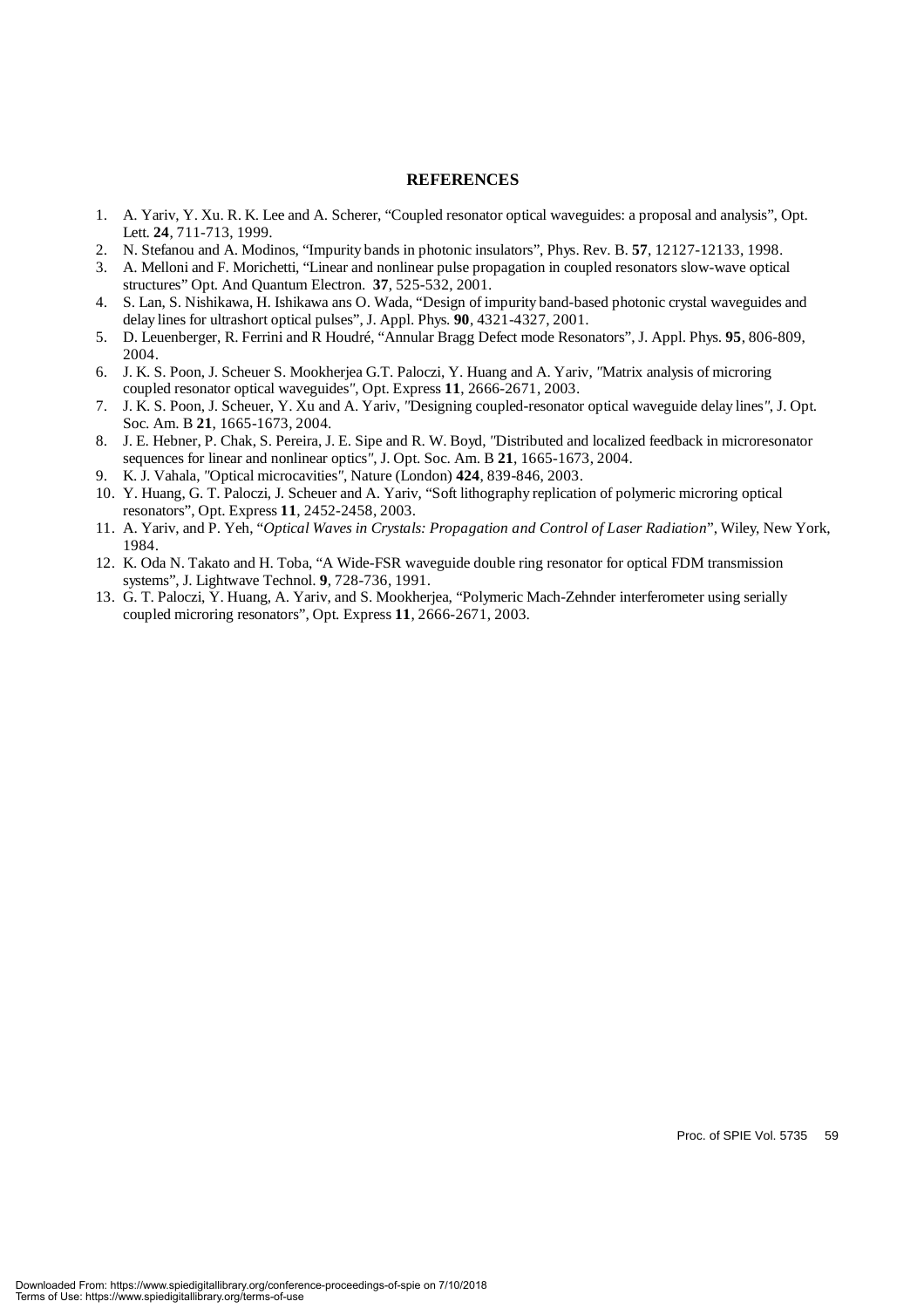## REFERENCES

1. A. Yariv, Y. Xu. R. K. Lee and A. Scherer, "Coupled resonator optical waveguides: a proposal and analysis", Opt. Lett. **24**, 711-713, 1999.
2. N. Stefanou and A. Modinos, "Impurity bands in photonic insulators", Phys. Rev. B. **57**, 12127-12133, 1998.
3. A. Melloni and F. Morichetti, "Linear and nonlinear pulse propagation in coupled resonators slow-wave optical structures" Opt. And Quantum Electron. **37**, 525-532, 2001.
4. S. Lan, S. Nishikawa, H. Ishikawa ans O. Wada, "Design of impurity band-based photonic crystal waveguides and delay lines for ultrashort optical pulses", J. Appl. Phys. **90**, 4321-4327, 2001.
5. D. Leuenberger, R. Ferrini and R Houdré, "Annular Bragg Defect mode Resonators", J. Appl. Phys. **95**, 806-809, 2004.
6. J. K. S. Poon, J. Scheuer S. Mookherjea G.T. Paloczi, Y. Huang and A. Yariv, "Matrix analysis of microring coupled resonator optical waveguides", Opt. Express **11**, 2666-2671, 2003.
7. J. K. S. Poon, J. Scheuer, Y. Xu and A. Yariv, "Designing coupled-resonator optical waveguide delay lines", J. Opt. Soc. Am. B **21**, 1665-1673, 2004.
8. J. E. Hebner, P. Chak, S. Pereira, J. E. Sipe and R. W. Boyd, "Distributed and localized feedback in microresonator sequences for linear and nonlinear optics", J. Opt. Soc. Am. B **21**, 1665-1673, 2004.
9. K. J. Vahala, "Optical microcavities", Nature (London) **424**, 839-846, 2003.
10. Y. Huang, G. T. Paloczi, J. Scheuer and A. Yariv, "Soft lithography replication of polymeric microring optical resonators", Opt. Express **11**, 2452-2458, 2003.
11. A. Yariv, and P. Yeh, "*Optical Waves in Crystals: Propagation and Control of Laser Radiation*", Wiley, New York, 1984.
12. K. Oda N. Takato and H. Toba, "A Wide-FSR waveguide double ring resonator for optical FDM transmission systems", J. Lightwave Technol. **9**, 728-736, 1991.
13. G. T. Paloczi, Y. Huang, A. Yariv, and S. Mookherjea, "Polymeric Mach-Zehnder interferometer using serially coupled microring resonators", Opt. Express **11**, 2666-2671, 2003.